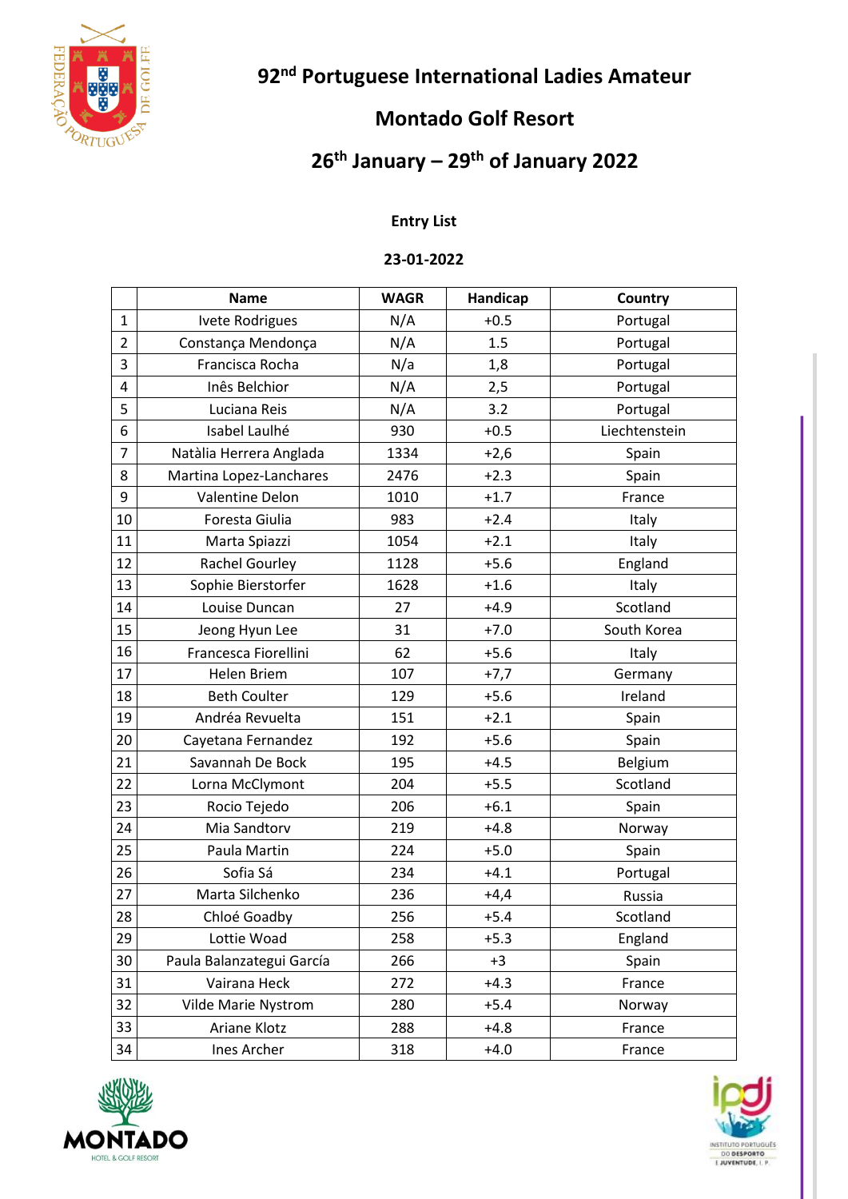# 92nd Portuguese International Ladies Amateur

## Montado Golf Resort

## 26th January – 29th of January 2022

**Entry List**

**23-01-2022**

| | Name | WAGR | Handicap | Country |
|---|---|---|---|---|
| 1 | Ivete Rodrigues | N/A | +0.5 | Portugal |
| 2 | Constança Mendonça | N/A | 1.5 | Portugal |
| 3 | Francisca Rocha | N/a | 1,8 | Portugal |
| 4 | Inês Belchior | N/A | 2,5 | Portugal |
| 5 | Luciana Reis | N/A | 3.2 | Portugal |
| 6 | Isabel Laulhé | 930 | +0.5 | Liechtenstein |
| 7 | Natàlia Herrera Anglada | 1334 | +2,6 | Spain |
| 8 | Martina Lopez-Lanchares | 2476 | +2.3 | Spain |
| 9 | Valentine Delon | 1010 | +1.7 | France |
| 10 | Foresta Giulia | 983 | +2.4 | Italy |
| 11 | Marta Spiazzi | 1054 | +2.1 | Italy |
| 12 | Rachel Gourley | 1128 | +5.6 | England |
| 13 | Sophie Bierstorfer | 1628 | +1.6 | Italy |
| 14 | Louise Duncan | 27 | +4.9 | Scotland |
| 15 | Jeong Hyun Lee | 31 | +7.0 | South Korea |
| 16 | Francesca Fiorellini | 62 | +5.6 | Italy |
| 17 | Helen Briem | 107 | +7,7 | Germany |
| 18 | Beth Coulter | 129 | +5.6 | Ireland |
| 19 | Andréa Revuelta | 151 | +2.1 | Spain |
| 20 | Cayetana Fernandez | 192 | +5.6 | Spain |
| 21 | Savannah De Bock | 195 | +4.5 | Belgium |
| 22 | Lorna McClymont | 204 | +5.5 | Scotland |
| 23 | Rocio Tejedo | 206 | +6.1 | Spain |
| 24 | Mia Sandtorv | 219 | +4.8 | Norway |
| 25 | Paula Martin | 224 | +5.0 | Spain |
| 26 | Sofia Sá | 234 | +4.1 | Portugal |
| 27 | Marta Silchenko | 236 | +4,4 | Russia |
| 28 | Chloé Goadby | 256 | +5.4 | Scotland |
| 29 | Lottie Woad | 258 | +5.3 | England |
| 30 | Paula Balanzategui García | 266 | +3 | Spain |
| 31 | Vairana Heck | 272 | +4.3 | France |
| 32 | Vilde Marie Nystrom | 280 | +5.4 | Norway |
| 33 | Ariane Klotz | 288 | +4.8 | France |
| 34 | Ines Archer | 318 | +4.0 | France |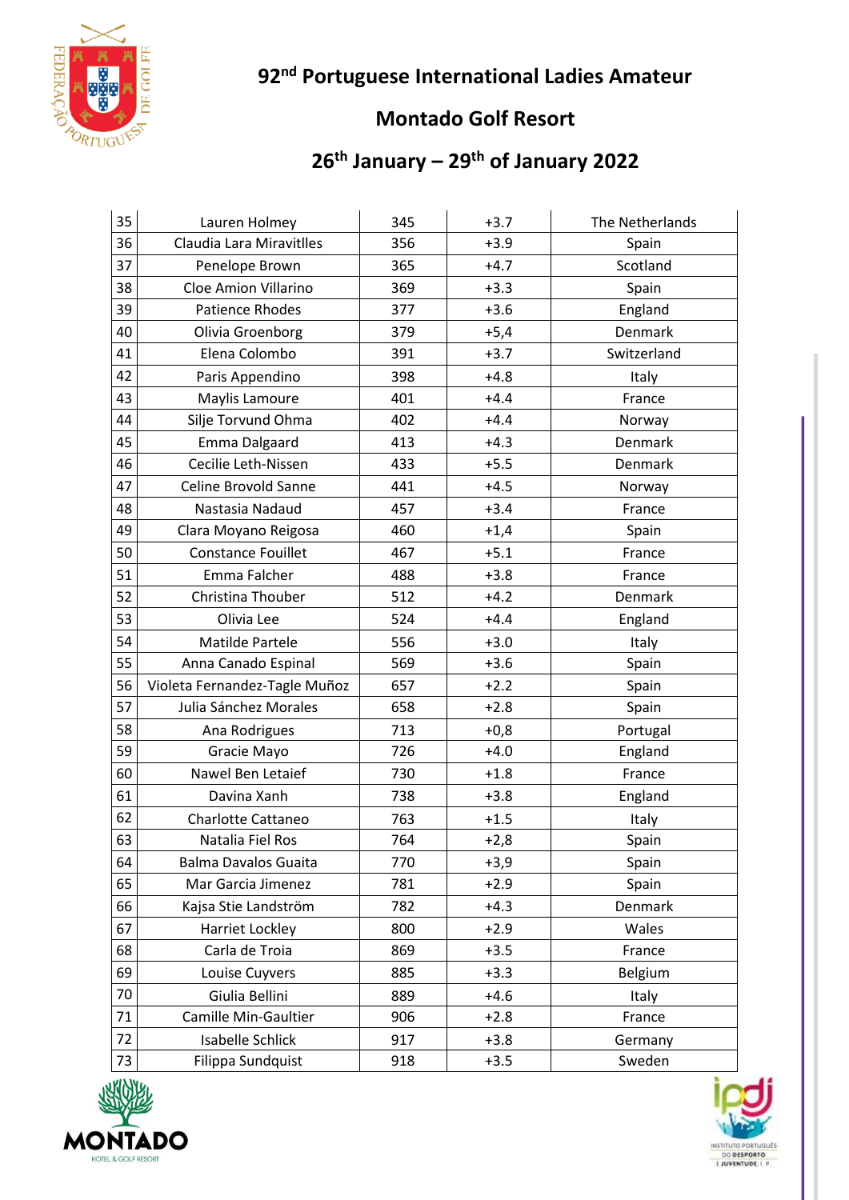## 92nd Portuguese International Ladies Amateur

## Montado Golf Resort

## 26th January – 29th of January 2022

| | | | | |
|---|---|---|---|---|
| 35 | Lauren Holmey | 345 | +3.7 | The Netherlands |
| 36 | Claudia Lara Miravitlles | 356 | +3.9 | Spain |
| 37 | Penelope Brown | 365 | +4.7 | Scotland |
| 38 | Cloe Amion Villarino | 369 | +3.3 | Spain |
| 39 | Patience Rhodes | 377 | +3.6 | England |
| 40 | Olivia Groenborg | 379 | +5,4 | Denmark |
| 41 | Elena Colombo | 391 | +3.7 | Switzerland |
| 42 | Paris Appendino | 398 | +4.8 | Italy |
| 43 | Maylis Lamoure | 401 | +4.4 | France |
| 44 | Silje Torvund Ohma | 402 | +4.4 | Norway |
| 45 | Emma Dalgaard | 413 | +4.3 | Denmark |
| 46 | Cecilie Leth-Nissen | 433 | +5.5 | Denmark |
| 47 | Celine Brovold Sanne | 441 | +4.5 | Norway |
| 48 | Nastasia Nadaud | 457 | +3.4 | France |
| 49 | Clara Moyano Reigosa | 460 | +1,4 | Spain |
| 50 | Constance Fouillet | 467 | +5.1 | France |
| 51 | Emma Falcher | 488 | +3.8 | France |
| 52 | Christina Thouber | 512 | +4.2 | Denmark |
| 53 | Olivia Lee | 524 | +4.4 | England |
| 54 | Matilde Partele | 556 | +3.0 | Italy |
| 55 | Anna Canado Espinal | 569 | +3.6 | Spain |
| 56 | Violeta Fernandez-Tagle Muñoz | 657 | +2.2 | Spain |
| 57 | Julia Sánchez Morales | 658 | +2.8 | Spain |
| 58 | Ana Rodrigues | 713 | +0,8 | Portugal |
| 59 | Gracie Mayo | 726 | +4.0 | England |
| 60 | Nawel Ben Letaief | 730 | +1.8 | France |
| 61 | Davina Xanh | 738 | +3.8 | England |
| 62 | Charlotte Cattaneo | 763 | +1.5 | Italy |
| 63 | Natalia Fiel Ros | 764 | +2,8 | Spain |
| 64 | Balma Davalos Guaita | 770 | +3,9 | Spain |
| 65 | Mar Garcia Jimenez | 781 | +2.9 | Spain |
| 66 | Kajsa Stie Landström | 782 | +4.3 | Denmark |
| 67 | Harriet Lockley | 800 | +2.9 | Wales |
| 68 | Carla de Troia | 869 | +3.5 | France |
| 69 | Louise Cuyvers | 885 | +3.3 | Belgium |
| 70 | Giulia Bellini | 889 | +4.6 | Italy |
| 71 | Camille Min-Gaultier | 906 | +2.8 | France |
| 72 | Isabelle Schlick | 917 | +3.8 | Germany |
| 73 | Filippa Sundquist | 918 | +3.5 | Sweden |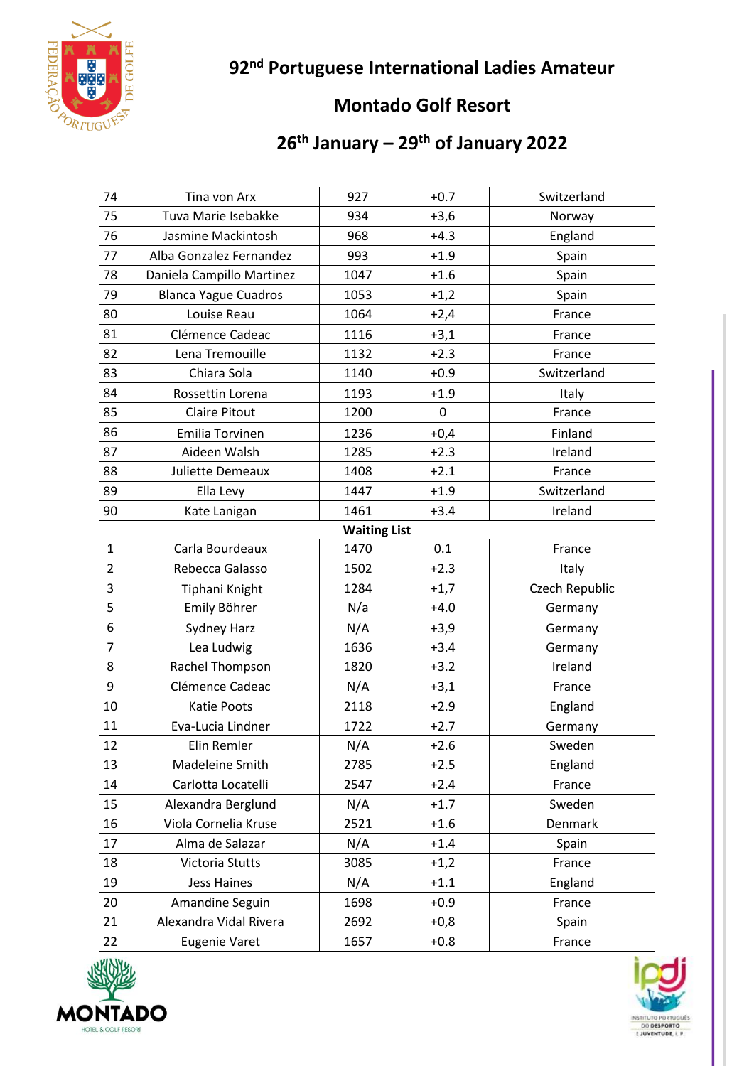# 92nd Portuguese International Ladies Amateur

## Montado Golf Resort

## 26th January – 29th of January 2022

| | | | | |
|---|---|---|---|---|
| 74 | Tina von Arx | 927 | +0.7 | Switzerland |
| 75 | Tuva Marie Isebakke | 934 | +3,6 | Norway |
| 76 | Jasmine Mackintosh | 968 | +4.3 | England |
| 77 | Alba Gonzalez Fernandez | 993 | +1.9 | Spain |
| 78 | Daniela Campillo Martinez | 1047 | +1.6 | Spain |
| 79 | Blanca Yague Cuadros | 1053 | +1,2 | Spain |
| 80 | Louise Reau | 1064 | +2,4 | France |
| 81 | Clémence Cadeac | 1116 | +3,1 | France |
| 82 | Lena Tremouille | 1132 | +2.3 | France |
| 83 | Chiara Sola | 1140 | +0.9 | Switzerland |
| 84 | Rossettin Lorena | 1193 | +1.9 | Italy |
| 85 | Claire Pitout | 1200 | 0 | France |
| 86 | Emilia Torvinen | 1236 | +0,4 | Finland |
| 87 | Aideen Walsh | 1285 | +2.3 | Ireland |
| 88 | Juliette Demeaux | 1408 | +2.1 | France |
| 89 | Ella Levy | 1447 | +1.9 | Switzerland |
| 90 | Kate Lanigan | 1461 | +3.4 | Ireland |
| | | **Waiting List** | | |
| 1 | Carla Bourdeaux | 1470 | 0.1 | France |
| 2 | Rebecca Galasso | 1502 | +2.3 | Italy |
| 3 | Tiphani Knight | 1284 | +1,7 | Czech Republic |
| 5 | Emily Böhrer | N/a | +4.0 | Germany |
| 6 | Sydney Harz | N/A | +3,9 | Germany |
| 7 | Lea Ludwig | 1636 | +3.4 | Germany |
| 8 | Rachel Thompson | 1820 | +3.2 | Ireland |
| 9 | Clémence Cadeac | N/A | +3,1 | France |
| 10 | Katie Poots | 2118 | +2.9 | England |
| 11 | Eva-Lucia Lindner | 1722 | +2.7 | Germany |
| 12 | Elin Remler | N/A | +2.6 | Sweden |
| 13 | Madeleine Smith | 2785 | +2.5 | England |
| 14 | Carlotta Locatelli | 2547 | +2.4 | France |
| 15 | Alexandra Berglund | N/A | +1.7 | Sweden |
| 16 | Viola Cornelia Kruse | 2521 | +1.6 | Denmark |
| 17 | Alma de Salazar | N/A | +1.4 | Spain |
| 18 | Victoria Stutts | 3085 | +1,2 | France |
| 19 | Jess Haines | N/A | +1.1 | England |
| 20 | Amandine Seguin | 1698 | +0.9 | France |
| 21 | Alexandra Vidal Rivera | 2692 | +0,8 | Spain |
| 22 | Eugenie Varet | 1657 | +0.8 | France |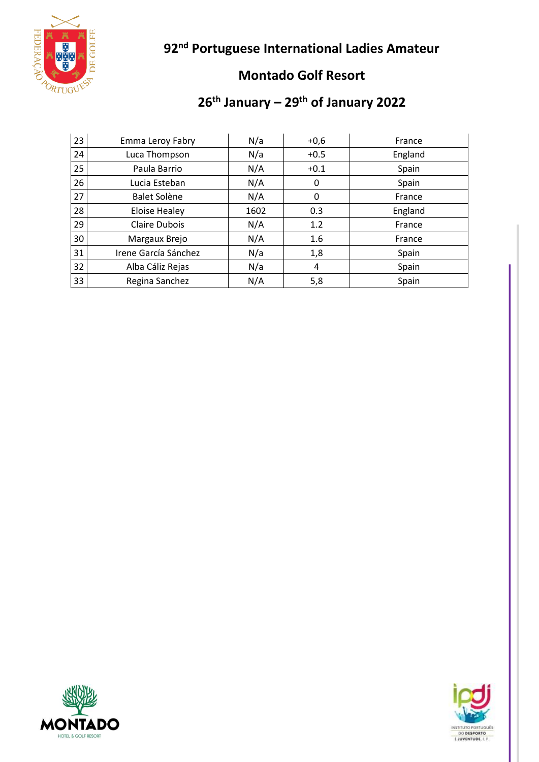## 92nd Portuguese International Ladies Amateur

## Montado Golf Resort

## 26th January – 29th of January 2022

| | | | | |
|---|---|---|---|---|
| 23 | Emma Leroy Fabry | N/a | +0,6 | France |
| 24 | Luca Thompson | N/a | +0.5 | England |
| 25 | Paula Barrio | N/A | +0.1 | Spain |
| 26 | Lucia Esteban | N/A | 0 | Spain |
| 27 | Balet Solène | N/A | 0 | France |
| 28 | Eloise Healey | 1602 | 0.3 | England |
| 29 | Claire Dubois | N/A | 1.2 | France |
| 30 | Margaux Brejo | N/A | 1.6 | France |
| 31 | Irene García Sánchez | N/a | 1,8 | Spain |
| 32 | Alba Cáliz Rejas | N/a | 4 | Spain |
| 33 | Regina Sanchez | N/A | 5,8 | Spain |